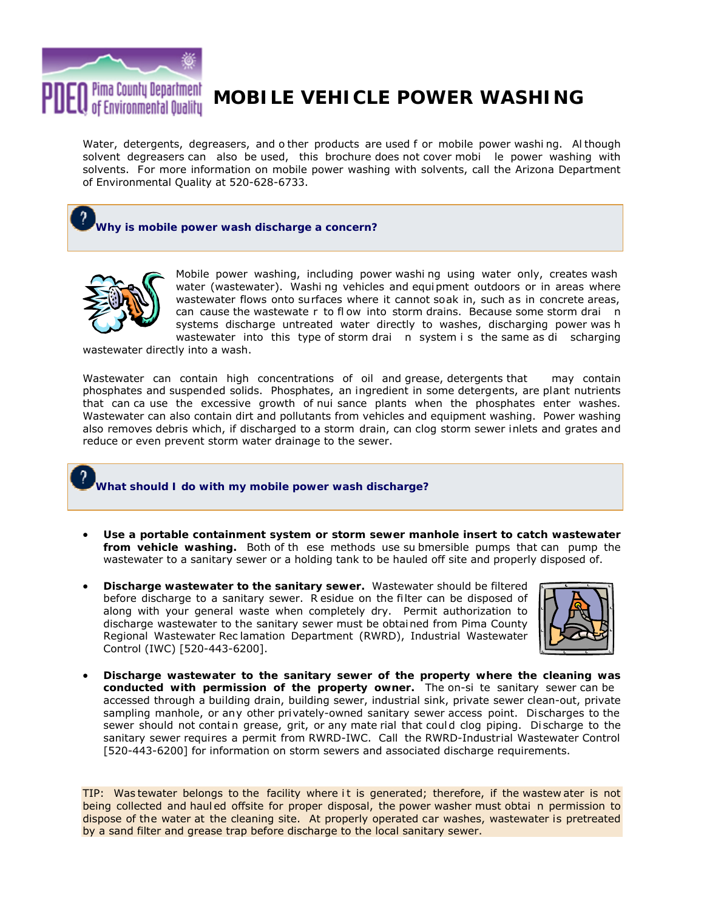# MOBILE VEHICLE POWER WASHING

Water, detergents, degreasers, and other products are used for mobile power washing. Although solvent degreasers can also be used, this brochure does not cover mobile power washing with solvents. For more information on mobile power washing with solvents, call the Arizona Department of Environmental Quality at 520-628-6733.

## Why is mobile power wash discharge a concern?

Mobile power washing, including power washing using water only, creates wash water (wastewater). Washing vehicles and equipment outdoors or in areas where wastewater flows onto surfaces where it cannot soak in, such as in concrete areas, can cause the wastewater to flow into storm drains. Because some storm drain systems discharge untreated water directly to washes, discharging power wash wastewater into this type of storm drain system is the same as discharging wastewater directly into a wash.

Wastewater can contain high concentrations of oil and grease, detergents that may contain phosphates and suspended solids. Phosphates, an ingredient in some detergents, are plant nutrients that can cause the excessive growth of nuisance plants when the phosphates enter washes. Wastewater can also contain dirt and pollutants from vehicles and equipment washing. Power washing also removes debris which, if discharged to a storm drain, can clog storm sewer inlets and grates and reduce or even prevent storm water drainage to the sewer.

## What should I do with my mobile power wash discharge?

- **Use a portable containment system or storm sewer manhole insert to catch wastewater from vehicle washing.** Both of these methods use submersible pumps that can pump the wastewater to a sanitary sewer or a holding tank to be hauled off site and properly disposed of.
- **Discharge wastewater to the sanitary sewer.** Wastewater should be filtered before discharge to a sanitary sewer. Residue on the filter can be disposed of along with your general waste when completely dry. Permit authorization to discharge wastewater to the sanitary sewer must be obtained from Pima County Regional Wastewater Reclamation Department (RWRD), Industrial Wastewater Control (IWC) [520-443-6200].
- **Discharge wastewater to the sanitary sewer of the property where the cleaning was conducted with permission of the property owner.** The on-site sanitary sewer can be accessed through a building drain, building sewer, industrial sink, private sewer clean-out, private sampling manhole, or any other privately-owned sanitary sewer access point. Discharges to the sewer should not contain grease, grit, or any material that could clog piping. Discharge to the sanitary sewer requires a permit from RWRD-IWC. Call the RWRD-Industrial Wastewater Control [520-443-6200] for information on storm sewers and associated discharge requirements.

TIP: Wastewater belongs to the facility where it is generated; therefore, if the wastewater is not being collected and hauled offsite for proper disposal, the power washer must obtain permission to dispose of the water at the cleaning site. At properly operated car washes, wastewater is pretreated by a sand filter and grease trap before discharge to the local sanitary sewer.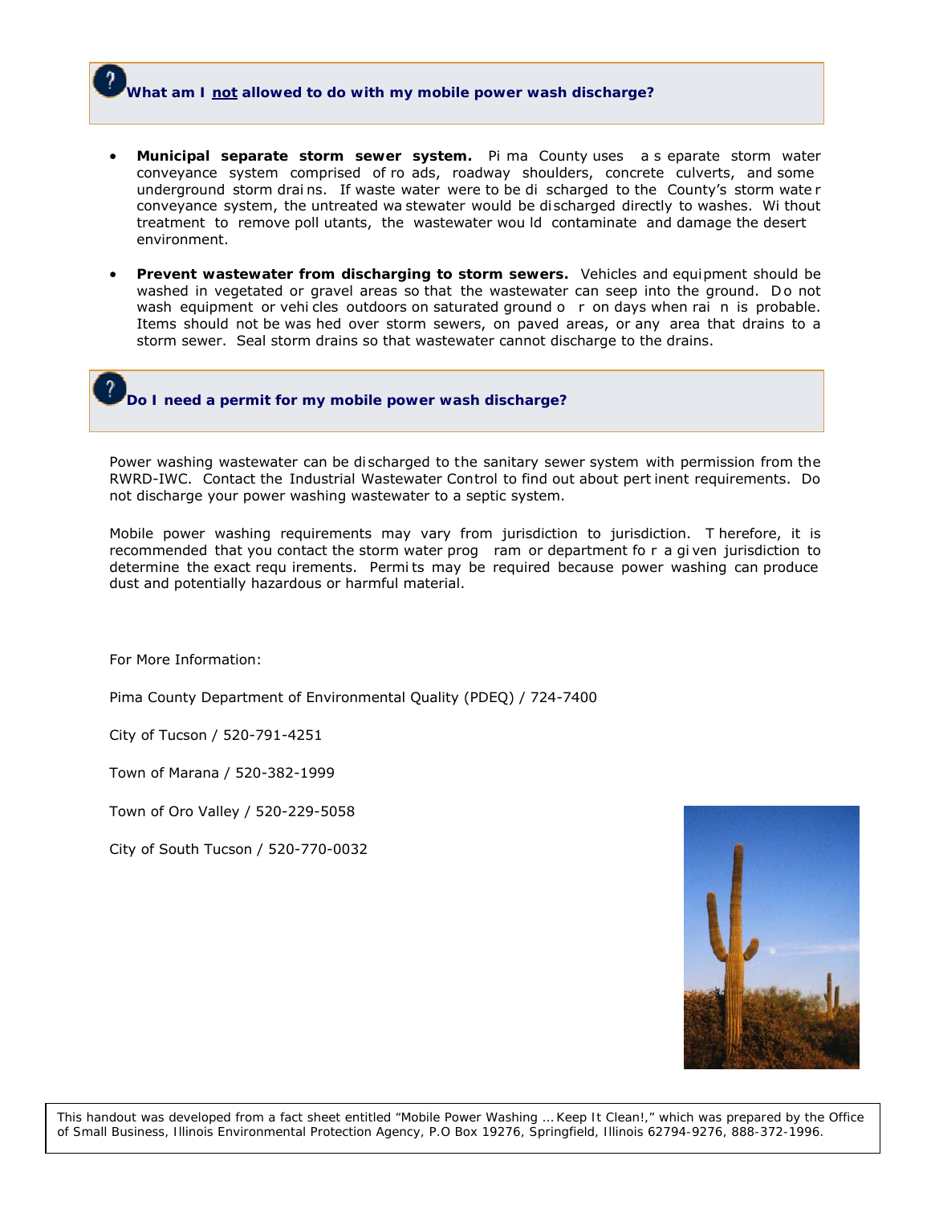## What am I not allowed to do with my mobile power wash discharge?

- **Municipal separate storm sewer system.** Pima County uses a separate storm water conveyance system comprised of roads, roadway shoulders, concrete culverts, and some underground storm drains. If waste water were to be discharged to the County's storm water conveyance system, the untreated wastewater would be discharged directly to washes. Without treatment to remove pollutants, the wastewater would contaminate and damage the desert environment.

- **Prevent wastewater from discharging to storm sewers.** Vehicles and equipment should be washed in vegetated or gravel areas so that the wastewater can seep into the ground. Do not wash equipment or vehicles outdoors on saturated ground or on days when rain is probable. Items should not be washed over storm sewers, on paved areas, or any area that drains to a storm sewer. Seal storm drains so that wastewater cannot discharge to the drains.

## Do I need a permit for my mobile power wash discharge?

Power washing wastewater can be discharged to the sanitary sewer system with permission from the RWRD-IWC. Contact the Industrial Wastewater Control to find out about pertinent requirements. Do not discharge your power washing wastewater to a septic system.

Mobile power washing requirements may vary from jurisdiction to jurisdiction. Therefore, it is recommended that you contact the storm water program or department for a given jurisdiction to determine the exact requirements. Permits may be required because power washing can produce dust and potentially hazardous or harmful material.

For More Information:

Pima County Department of Environmental Quality (PDEQ) / 724-7400

City of Tucson / 520-791-4251

Town of Marana / 520-382-1999

Town of Oro Valley / 520-229-5058

City of South Tucson / 520-770-0032

This handout was developed from a fact sheet entitled "Mobile Power Washing ... Keep It Clean!," which was prepared by the Office of Small Business, Illinois Environmental Protection Agency, P.O Box 19276, Springfield, Illinois 62794-9276, 888-372-1996.